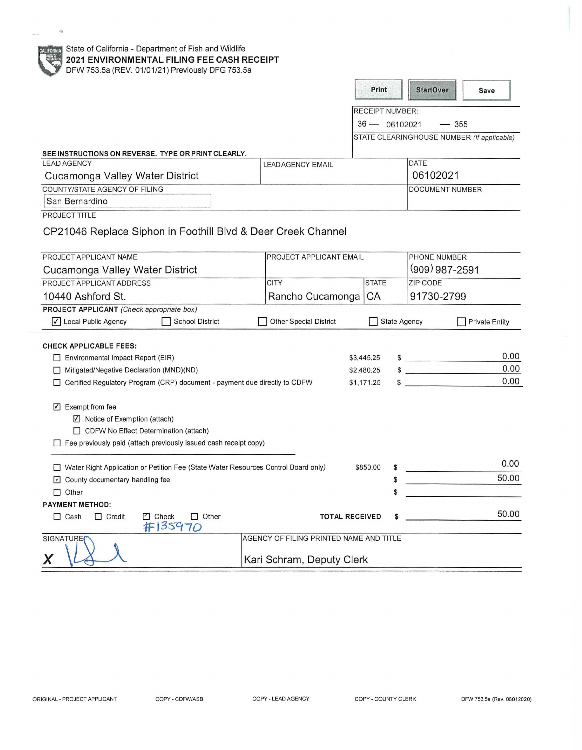State of California - Department of Fish and Wildlife

**2021 ENVIRONMENTAL FILING FEE CASH RECEIPT**

DFW 753.5a (REV. 01/01/21) Previously DFG 753.5a

Print | StartOver | Save

RECEIPT NUMBER:
36 — 06102021 — 355

STATE CLEARINGHOUSE NUMBER *(If applicable)*

**SEE INSTRUCTIONS ON REVERSE. TYPE OR PRINT CLEARLY.**

| LEAD AGENCY | LEADAGENCY EMAIL | DATE |
|---|---|---|
| Cucamonga Valley Water District | | 06102021 |
| COUNTY/STATE AGENCY OF FILING | | DOCUMENT NUMBER |
| San Bernardino | | |

PROJECT TITLE

CP21046 Replace Siphon in Foothill Blvd & Deer Creek Channel

| PROJECT APPLICANT NAME | PROJECT APPLICANT EMAIL | | PHONE NUMBER |
|---|---|---|---|
| Cucamonga Valley Water District | | | (909) 987-2591 |
| PROJECT APPLICANT ADDRESS | CITY | STATE | ZIP CODE |
| 10440 Ashford St. | Rancho Cucamonga | CA | 91730-2799 |

**PROJECT APPLICANT** *(Check appropriate box)*

- ☑ Local Public Agency
- ☐ School District
- ☐ Other Special District
- ☐ State Agency
- ☐ Private Entity

**CHECK APPLICABLE FEES:**

| | | | |
|---|---|---|---|
| ☐ Environmental Impact Report (EIR) | $3,445.25 | $ | 0.00 |
| ☐ Mitigated/Negative Declaration (MND)(ND) | $2,480.25 | $ | 0.00 |
| ☐ Certified Regulatory Program (CRP) document - payment due directly to CDFW | $1,171.25 | $ | 0.00 |

☑ Exempt from fee
- ☑ Notice of Exemption (attach)
- ☐ CDFW No Effect Determination (attach)

☐ Fee previously paid (attach previously issued cash receipt copy)

| | | | |
|---|---|---|---|
| ☐ Water Right Application or Petition Fee (State Water Resources Control Board only) | $850.00 | $ | 0.00 |
| ☑ County documentary handling fee | | $ | 50.00 |
| ☐ Other | | $ | |

**PAYMENT METHOD:**

☐ Cash ☐ Credit ☑ Check #135970 ☐ Other

**TOTAL RECEIVED** $ 50.00

| SIGNATURE | AGENCY OF FILING PRINTED NAME AND TITLE |
|---|---|
| X [signature] | Kari Schram, Deputy Clerk |

ORIGINAL - PROJECT APPLICANT | COPY - CDFW/ASB | COPY - LEAD AGENCY | COPY - COUNTY CLERK | DFW 753.5a (Rev. 06012020)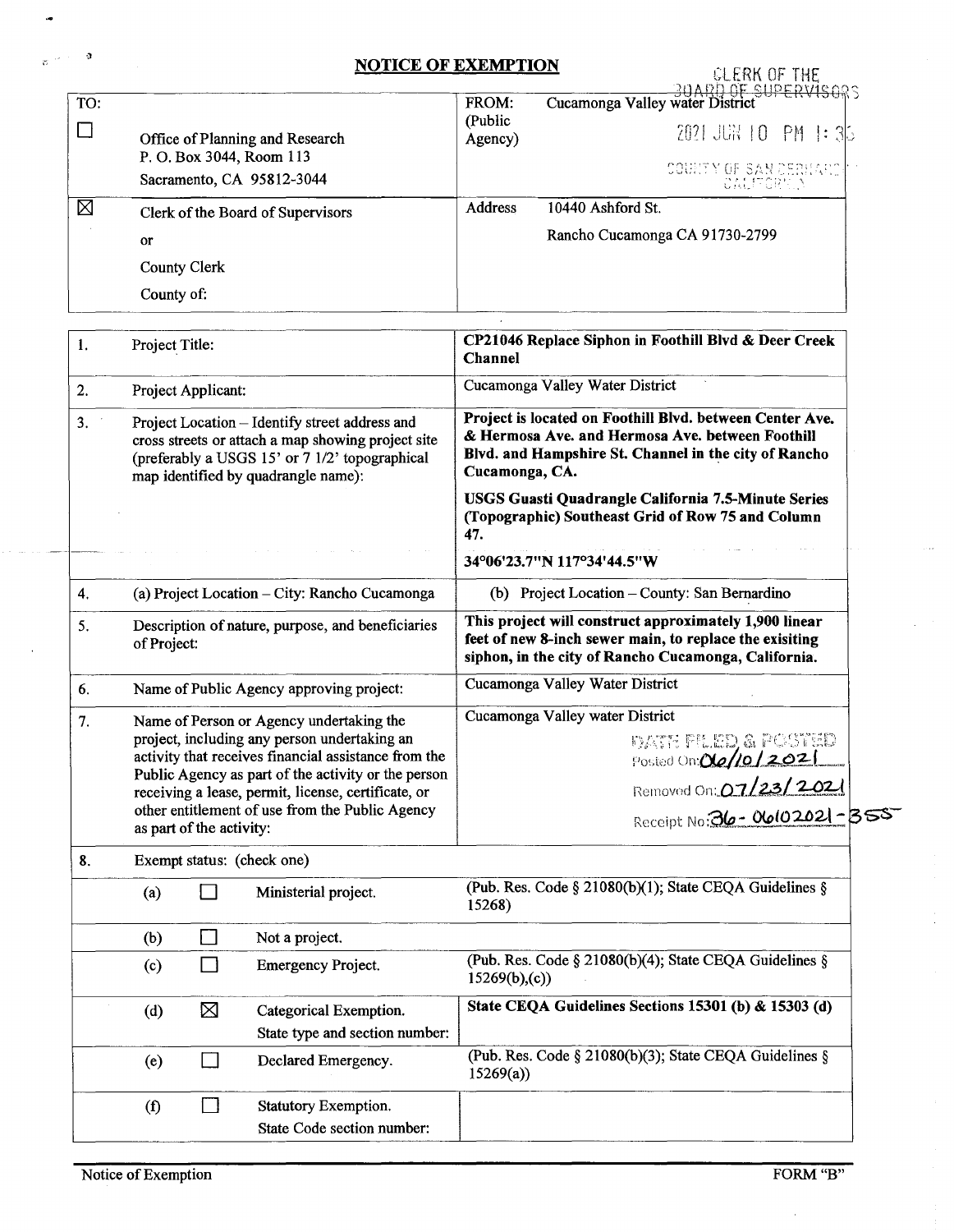# NOTICE OF EXEMPTION

CLERK OF THE BOARD OF SUPERVISORS
2021 JUN 10 PM 1:35
COUNTY OF SAN BERNARDINO CALIFORNIA

| TO: | | FROM: (Public Agency) | Cucamonga Valley water District |
|---|---|---|---|
| ☐ | Office of Planning and Research<br>P. O. Box 3044, Room 113<br>Sacramento, CA 95812-3044 | | |
| ☒ | Clerk of the Board of Supervisors<br>or<br>County Clerk<br>County of: | Address | 10440 Ashford St.<br>Rancho Cucamonga CA 91730-2799 |

| | | |
|---|---|---|
| 1. | Project Title: | **CP21046 Replace Siphon in Foothill Blvd & Deer Creek Channel** |
| 2. | Project Applicant: | Cucamonga Valley Water District |
| 3. | Project Location – Identify street address and cross streets or attach a map showing project site (preferably a USGS 15' or 7 1/2' topographical map identified by quadrangle name): | **Project is located on Foothill Blvd. between Center Ave. & Hermosa Ave. and Hermosa Ave. between Foothill Blvd. and Hampshire St. Channel in the city of Rancho Cucamonga, CA.**<br>**USGS Guasti Quadrangle California 7.5-Minute Series (Topographic) Southeast Grid of Row 75 and Column 47.**<br>**34°06'23.7"N 117°34'44.5"W** |
| 4. | (a) Project Location – City: Rancho Cucamonga | (b) Project Location – County: San Bernardino |
| 5. | Description of nature, purpose, and beneficiaries of Project: | **This project will construct approximately 1,900 linear feet of new 8-inch sewer main, to replace the exisiting siphon, in the city of Rancho Cucamonga, California.** |
| 6. | Name of Public Agency approving project: | Cucamonga Valley Water District |
| 7. | Name of Person or Agency undertaking the project, including any person undertaking an activity that receives financial assistance from the Public Agency as part of the activity or the person receiving a lease, permit, license, certificate, or other entitlement of use from the Public Agency as part of the activity: | Cucamonga Valley water District<br>DATE FILED & POSTED<br>Posted On: 06/10/2021<br>Removed On: 07/23/2021<br>Receipt No: 36-06102021-355 |

| 8. | Exempt status: (check one) | | |
|---|---|---|---|
| (a) | ☐ | Ministerial project. | (Pub. Res. Code § 21080(b)(1); State CEQA Guidelines § 15268) |
| (b) | ☐ | Not a project. | |
| (c) | ☐ | Emergency Project. | (Pub. Res. Code § 21080(b)(4); State CEQA Guidelines § 15269(b),(c)) |
| (d) | ☒ | Categorical Exemption.<br>State type and section number: | **State CEQA Guidelines Sections 15301 (b) & 15303 (d)** |
| (e) | ☐ | Declared Emergency. | (Pub. Res. Code § 21080(b)(3); State CEQA Guidelines § 15269(a)) |
| (f) | ☐ | Statutory Exemption.<br>State Code section number: | |

Notice of Exemption FORM "B"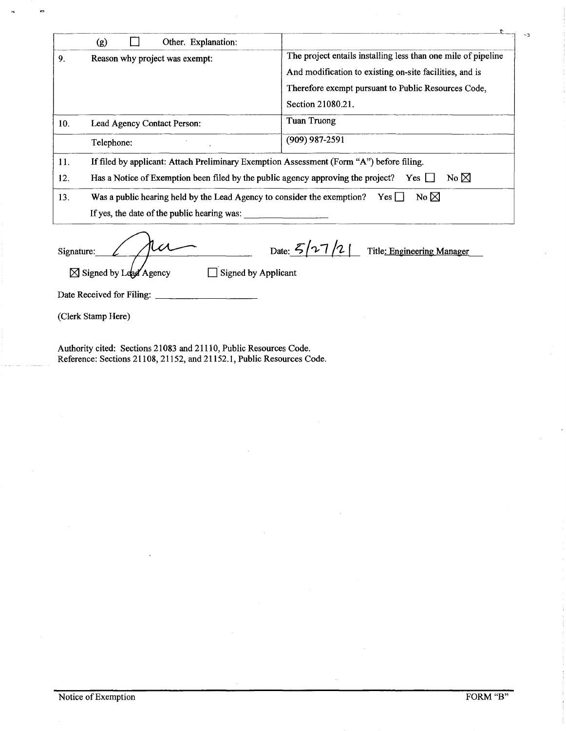| | | |
|---|---|---|
| | (g) ☐ Other. Explanation: | |
| 9. | Reason why project was exempt: | The project entails installing less than one mile of pipeline And modification to existing on-site facilities, and is Therefore exempt pursuant to Public Resources Code, Section 21080.21. |
| 10. | Lead Agency Contact Person: | Tuan Truong |
| | Telephone: | (909) 987-2591 |
| 11. | If filed by applicant: Attach Preliminary Exemption Assessment (Form "A") before filing. | |
| 12. | Has a Notice of Exemption been filed by the public agency approving the project? Yes ☐ No ☒ | |
| 13. | Was a public hearing held by the Lead Agency to consider the exemption? Yes ☐ No ☒ If yes, the date of the public hearing was: ________ | |

Signature: ________ Date: 5/27/21 Title: Engineering Manager

☒ Signed by Lead Agency ☐ Signed by Applicant

Date Received for Filing: ____________

(Clerk Stamp Here)

Authority cited: Sections 21083 and 21110, Public Resources Code.
Reference: Sections 21108, 21152, and 21152.1, Public Resources Code.

Notice of Exemption FORM "B"